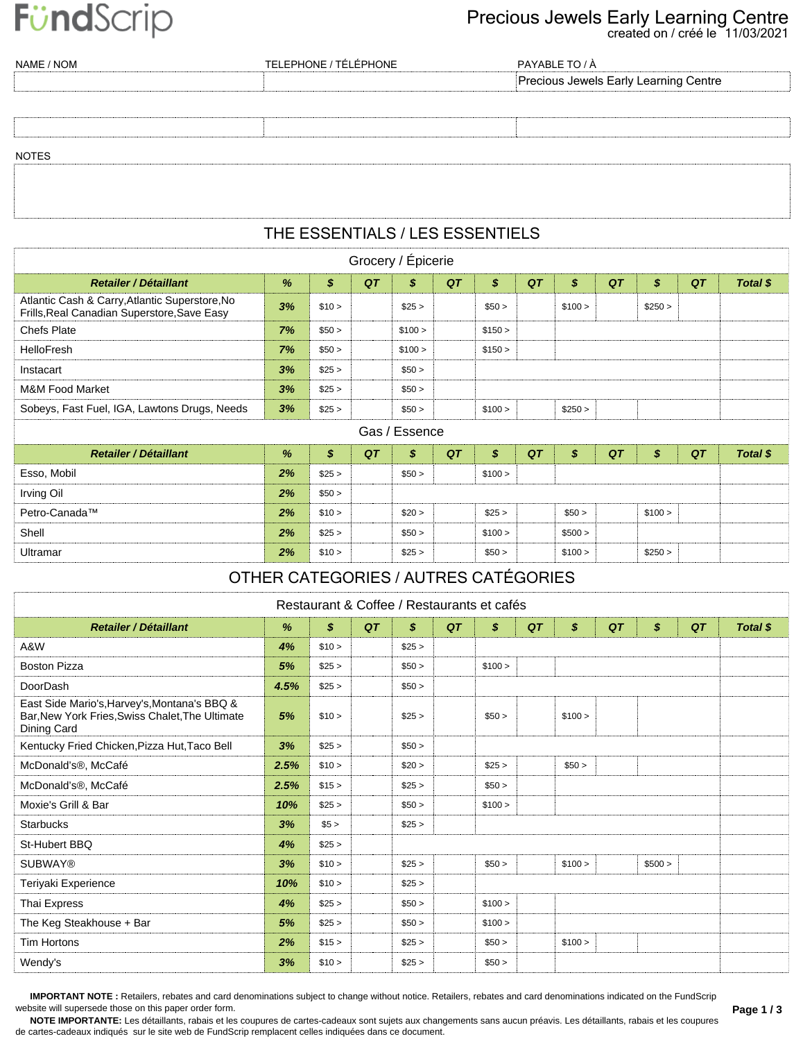FündScrip

# Precious Jewels Early Learning Centre

created on / créé le 11/03/2021

| NAME / NOM | TELEPHONE / TÉLÉPHONE | PAYABLE TO / À |
|---|---|---|
| | | Precious Jewels Early Learning Centre |
| | | |

NOTES

## THE ESSENTIALS / LES ESSENTIELS

### Grocery / Épicerie

| Retailer / Détaillant | % | $ | QT | $ | QT | $ | QT | $ | QT | $ | QT | Total $ |
|---|---|---|---|---|---|---|---|---|---|---|---|---|
| Atlantic Cash & Carry,Atlantic Superstore,No Frills,Real Canadian Superstore,Save Easy | 3% | $10 > | | $25 > | | $50 > | | $100 > | | $250 > | | |
| Chefs Plate | 7% | $50 > | | $100 > | | $150 > | | | | | | |
| HelloFresh | 7% | $50 > | | $100 > | | $150 > | | | | | | |
| Instacart | 3% | $25 > | | $50 > | | | | | | | | |
| M&M Food Market | 3% | $25 > | | $50 > | | | | | | | | |
| Sobeys, Fast Fuel, IGA, Lawtons Drugs, Needs | 3% | $25 > | | $50 > | | $100 > | | $250 > | | | | |

### Gas / Essence

| Retailer / Détaillant | % | $ | QT | $ | QT | $ | QT | $ | QT | $ | QT | Total $ |
|---|---|---|---|---|---|---|---|---|---|---|---|---|
| Esso, Mobil | 2% | $25 > | | $50 > | | $100 > | | | | | | |
| Irving Oil | 2% | $50 > | | | | | | | | | | |
| Petro-Canada™ | 2% | $10 > | | $20 > | | $25 > | | $50 > | | $100 > | | |
| Shell | 2% | $25 > | | $50 > | | $100 > | | $500 > | | | | |
| Ultramar | 2% | $10 > | | $25 > | | $50 > | | $100 > | | $250 > | | |

## OTHER CATEGORIES / AUTRES CATÉGORIES

### Restaurant & Coffee / Restaurants et cafés

| Retailer / Détaillant | % | $ | QT | $ | QT | $ | QT | $ | QT | $ | QT | Total $ |
|---|---|---|---|---|---|---|---|---|---|---|---|---|
| A&W | 4% | $10 > | | $25 > | | | | | | | | |
| Boston Pizza | 5% | $25 > | | $50 > | | $100 > | | | | | | |
| DoorDash | 4.5% | $25 > | | $50 > | | | | | | | | |
| East Side Mario's,Harvey's,Montana's BBQ & Bar,New York Fries,Swiss Chalet,The Ultimate Dining Card | 5% | $10 > | | $25 > | | $50 > | | $100 > | | | | |
| Kentucky Fried Chicken,Pizza Hut,Taco Bell | 3% | $25 > | | $50 > | | | | | | | | |
| McDonald's®, McCafé | 2.5% | $10 > | | $20 > | | $25 > | | $50 > | | | | |
| McDonald's®, McCafé | 2.5% | $15 > | | $25 > | | $50 > | | | | | | |
| Moxie's Grill & Bar | 10% | $25 > | | $50 > | | $100 > | | | | | | |
| Starbucks | 3% | $5 > | | $25 > | | | | | | | | |
| St-Hubert BBQ | 4% | $25 > | | | | | | | | | | |
| SUBWAY® | 3% | $10 > | | $25 > | | $50 > | | $100 > | | $500 > | | |
| Teriyaki Experience | 10% | $10 > | | $25 > | | | | | | | | |
| Thai Express | 4% | $25 > | | $50 > | | $100 > | | | | | | |
| The Keg Steakhouse + Bar | 5% | $25 > | | $50 > | | $100 > | | | | | | |
| Tim Hortons | 2% | $15 > | | $25 > | | $50 > | | $100 > | | | | |
| Wendy's | 3% | $10 > | | $25 > | | $50 > | | | | | | |

**IMPORTANT NOTE :** Retailers, rebates and card denominations subject to change without notice. Retailers, rebates and card denominations indicated on the FundScrip website will supersede those on this paper order form.

**NOTE IMPORTANTE:** Les détaillants, rabais et les coupures de cartes-cadeaux sont sujets aux changements sans aucun préavis. Les détaillants, rabais et les coupures de cartes-cadeaux indiqués sur le site web de FundScrip remplacent celles indiquées dans ce document.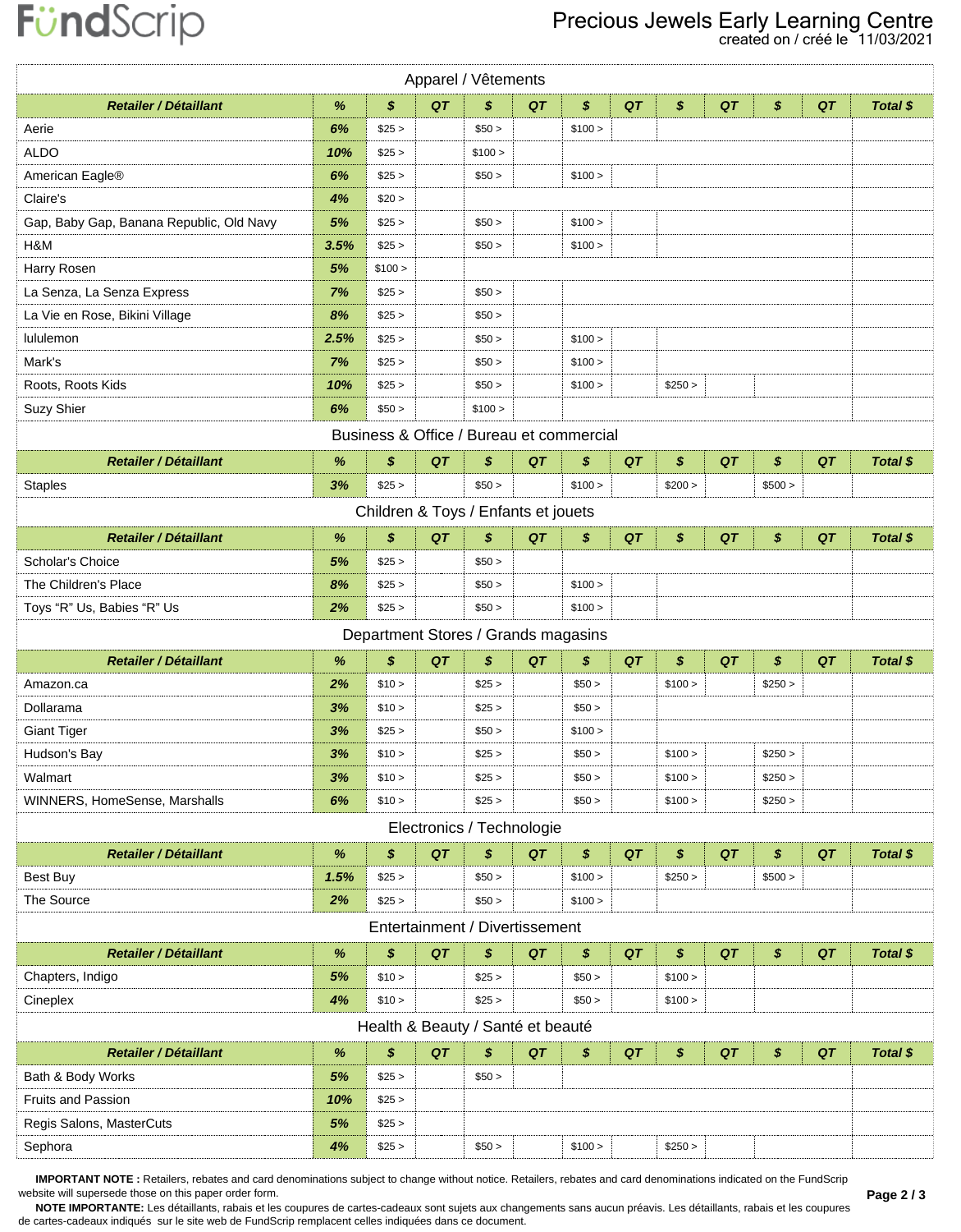# FundScrip

## Precious Jewels Early Learning Centre

created on / créé le 11/03/2021

### Apparel / Vêtements

| Retailer / Détaillant | % | $ | QT | $ | QT | $ | QT | $ | QT | $ | QT | Total $ |
|---|---|---|---|---|---|---|---|---|---|---|---|---|
| Aerie | 6% | $25 > | | $50 > | | $100 > | | | | | | |
| ALDO | 10% | $25 > | | $100 > | | | | | | | | |
| American Eagle® | 6% | $25 > | | $50 > | | $100 > | | | | | | |
| Claire's | 4% | $20 > | | | | | | | | | | |
| Gap, Baby Gap, Banana Republic, Old Navy | 5% | $25 > | | $50 > | | $100 > | | | | | | |
| H&M | 3.5% | $25 > | | $50 > | | $100 > | | | | | | |
| Harry Rosen | 5% | $100 > | | | | | | | | | | |
| La Senza, La Senza Express | 7% | $25 > | | $50 > | | | | | | | | |
| La Vie en Rose, Bikini Village | 8% | $25 > | | $50 > | | | | | | | | |
| lululemon | 2.5% | $25 > | | $50 > | | $100 > | | | | | | |
| Mark's | 7% | $25 > | | $50 > | | $100 > | | | | | | |
| Roots, Roots Kids | 10% | $25 > | | $50 > | | $100 > | | $250 > | | | | |
| Suzy Shier | 6% | $50 > | | $100 > | | | | | | | | |

### Business & Office / Bureau et commercial

| Retailer / Détaillant | % | $ | QT | $ | QT | $ | QT | $ | QT | $ | QT | Total $ |
|---|---|---|---|---|---|---|---|---|---|---|---|---|
| Staples | 3% | $25 > | | $50 > | | $100 > | | $200 > | | $500 > | | |

### Children & Toys / Enfants et jouets

| Retailer / Détaillant | % | $ | QT | $ | QT | $ | QT | $ | QT | $ | QT | Total $ |
|---|---|---|---|---|---|---|---|---|---|---|---|---|
| Scholar's Choice | 5% | $25 > | | $50 > | | | | | | | | |
| The Children's Place | 8% | $25 > | | $50 > | | $100 > | | | | | | |
| Toys “R” Us, Babies “R” Us | 2% | $25 > | | $50 > | | $100 > | | | | | | |

### Department Stores / Grands magasins

| Retailer / Détaillant | % | $ | QT | $ | QT | $ | QT | $ | QT | $ | QT | Total $ |
|---|---|---|---|---|---|---|---|---|---|---|---|---|
| Amazon.ca | 2% | $10 > | | $25 > | | $50 > | | $100 > | | $250 > | | |
| Dollarama | 3% | $10 > | | $25 > | | $50 > | | | | | | |
| Giant Tiger | 3% | $25 > | | $50 > | | $100 > | | | | | | |
| Hudson's Bay | 3% | $10 > | | $25 > | | $50 > | | $100 > | | $250 > | | |
| Walmart | 3% | $10 > | | $25 > | | $50 > | | $100 > | | $250 > | | |
| WINNERS, HomeSense, Marshalls | 6% | $10 > | | $25 > | | $50 > | | $100 > | | $250 > | | |

### Electronics / Technologie

| Retailer / Détaillant | % | $ | QT | $ | QT | $ | QT | $ | QT | $ | QT | Total $ |
|---|---|---|---|---|---|---|---|---|---|---|---|---|
| Best Buy | 1.5% | $25 > | | $50 > | | $100 > | | $250 > | | $500 > | | |
| The Source | 2% | $25 > | | $50 > | | $100 > | | | | | | |

### Entertainment / Divertissement

| Retailer / Détaillant | % | $ | QT | $ | QT | $ | QT | $ | QT | $ | QT | Total $ |
|---|---|---|---|---|---|---|---|---|---|---|---|---|
| Chapters, Indigo | 5% | $10 > | | $25 > | | $50 > | | $100 > | | | | |
| Cineplex | 4% | $10 > | | $25 > | | $50 > | | $100 > | | | | |

### Health & Beauty / Santé et beauté

| Retailer / Détaillant | % | $ | QT | $ | QT | $ | QT | $ | QT | $ | QT | Total $ |
|---|---|---|---|---|---|---|---|---|---|---|---|---|
| Bath & Body Works | 5% | $25 > | | $50 > | | | | | | | | |
| Fruits and Passion | 10% | $25 > | | | | | | | | | | |
| Regis Salons, MasterCuts | 5% | $25 > | | | | | | | | | | |
| Sephora | 4% | $25 > | | $50 > | | $100 > | | $250 > | | | | |

**IMPORTANT NOTE :** Retailers, rebates and card denominations subject to change without notice. Retailers, rebates and card denominations indicated on the FundScrip website will supersede those on this paper order form.

**NOTE IMPORTANTE:** Les détaillants, rabais et les coupures de cartes-cadeaux sont sujets aux changements sans aucun préavis. Les détaillants, rabais et les coupures de cartes-cadeaux indiqués sur le site web de FundScrip remplacent celles indiquées dans ce document.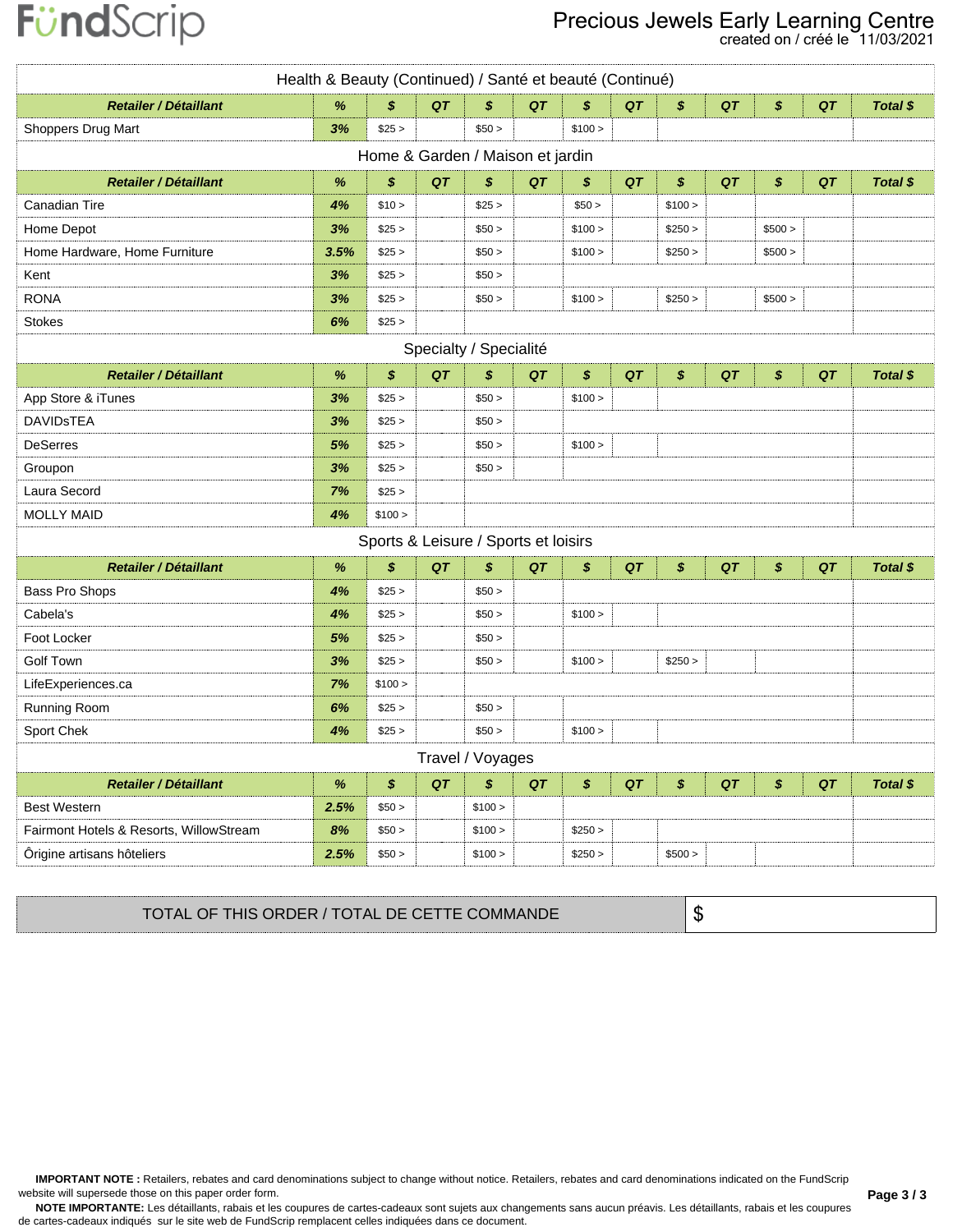FundScrip

# Precious Jewels Early Learning Centre

created on / créé le 11/03/2021

## Health & Beauty (Continued) / Santé et beauté (Continué)

| Retailer / Détaillant | % | $ | QT | $ | QT | $ | QT | $ | QT | $ | QT | Total $ |
|---|---|---|---|---|---|---|---|---|---|---|---|---|
| Shoppers Drug Mart | 3% | $25 > | | $50 > | | $100 > | | | | | | |

## Home & Garden / Maison et jardin

| Retailer / Détaillant | % | $ | QT | $ | QT | $ | QT | $ | QT | $ | QT | Total $ |
|---|---|---|---|---|---|---|---|---|---|---|---|---|
| Canadian Tire | 4% | $10 > | | $25 > | | $50 > | | $100 > | | | | |
| Home Depot | 3% | $25 > | | $50 > | | $100 > | | $250 > | | $500 > | | |
| Home Hardware, Home Furniture | 3.5% | $25 > | | $50 > | | $100 > | | $250 > | | $500 > | | |
| Kent | 3% | $25 > | | $50 > | | | | | | | | |
| RONA | 3% | $25 > | | $50 > | | $100 > | | $250 > | | $500 > | | |
| Stokes | 6% | $25 > | | | | | | | | | | |

## Specialty / Specialité

| Retailer / Détaillant | % | $ | QT | $ | QT | $ | QT | $ | QT | $ | QT | Total $ |
|---|---|---|---|---|---|---|---|---|---|---|---|---|
| App Store & iTunes | 3% | $25 > | | $50 > | | $100 > | | | | | | |
| DAVIDsTEA | 3% | $25 > | | $50 > | | | | | | | | |
| DeSerres | 5% | $25 > | | $50 > | | $100 > | | | | | | |
| Groupon | 3% | $25 > | | $50 > | | | | | | | | |
| Laura Secord | 7% | $25 > | | | | | | | | | | |
| MOLLY MAID | 4% | $100 > | | | | | | | | | | |

## Sports & Leisure / Sports et loisirs

| Retailer / Détaillant | % | $ | QT | $ | QT | $ | QT | $ | QT | $ | QT | Total $ |
|---|---|---|---|---|---|---|---|---|---|---|---|---|
| Bass Pro Shops | 4% | $25 > | | $50 > | | | | | | | | |
| Cabela's | 4% | $25 > | | $50 > | | $100 > | | | | | | |
| Foot Locker | 5% | $25 > | | $50 > | | | | | | | | |
| Golf Town | 3% | $25 > | | $50 > | | $100 > | | $250 > | | | | |
| LifeExperiences.ca | 7% | $100 > | | | | | | | | | | |
| Running Room | 6% | $25 > | | $50 > | | | | | | | | |
| Sport Chek | 4% | $25 > | | $50 > | | $100 > | | | | | | |

## Travel / Voyages

| Retailer / Détaillant | % | $ | QT | $ | QT | $ | QT | $ | QT | $ | QT | Total $ |
|---|---|---|---|---|---|---|---|---|---|---|---|---|
| Best Western | 2.5% | $50 > | | $100 > | | | | | | | | |
| Fairmont Hotels & Resorts, WillowStream | 8% | $50 > | | $100 > | | $250 > | | | | | | |
| Ôrigine artisans hôteliers | 2.5% | $50 > | | $100 > | | $250 > | | $500 > | | | | |

| TOTAL OF THIS ORDER / TOTAL DE CETTE COMMANDE | $ |
|---|---|

**IMPORTANT NOTE :** Retailers, rebates and card denominations subject to change without notice. Retailers, rebates and card denominations indicated on the FundScrip website will supersede those on this paper order form.

**NOTE IMPORTANTE:** Les détaillants, rabais et les coupures de cartes-cadeaux sont sujets aux changements sans aucun préavis. Les détaillants, rabais et les coupures de cartes-cadeaux indiqués sur le site web de FundScrip remplacent celles indiquées dans ce document.